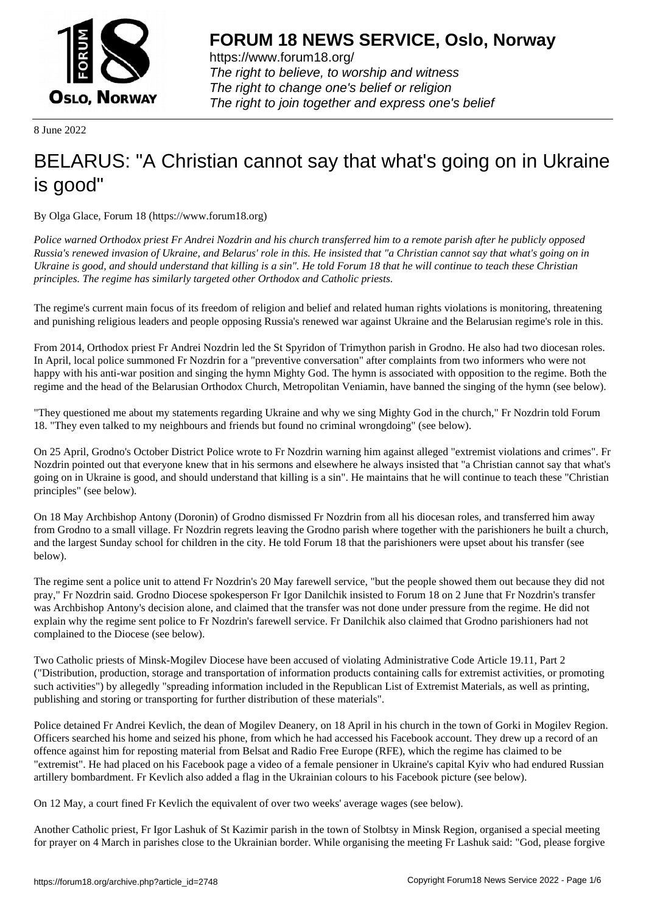# FORUM 18 NEWS SERVICE, Oslo, Norway

https://www.forum18.org/
*The right to believe, to worship and witness*
*The right to change one's belief or religion*
*The right to join together and express one's belief*

8 June 2022

# BELARUS: "A Christian cannot say that what's going on in Ukraine is good"

By Olga Glace, Forum 18 (https://www.forum18.org)

*Police warned Orthodox priest Fr Andrei Nozdrin and his church transferred him to a remote parish after he publicly opposed Russia's renewed invasion of Ukraine, and Belarus' role in this. He insisted that "a Christian cannot say that what's going on in Ukraine is good, and should understand that killing is a sin". He told Forum 18 that he will continue to teach these Christian principles. The regime has similarly targeted other Orthodox and Catholic priests.*

The regime's current main focus of its freedom of religion and belief and related human rights violations is monitoring, threatening and punishing religious leaders and people opposing Russia's renewed war against Ukraine and the Belarusian regime's role in this.

From 2014, Orthodox priest Fr Andrei Nozdrin led the St Spyridon of Trimython parish in Grodno. He also had two diocesan roles. In April, local police summoned Fr Nozdrin for a "preventive conversation" after complaints from two informers who were not happy with his anti-war position and singing the hymn Mighty God. The hymn is associated with opposition to the regime. Both the regime and the head of the Belarusian Orthodox Church, Metropolitan Veniamin, have banned the singing of the hymn (see below).

"They questioned me about my statements regarding Ukraine and why we sing Mighty God in the church," Fr Nozdrin told Forum 18. "They even talked to my neighbours and friends but found no criminal wrongdoing" (see below).

On 25 April, Grodno's October District Police wrote to Fr Nozdrin warning him against alleged "extremist violations and crimes". Fr Nozdrin pointed out that everyone knew that in his sermons and elsewhere he always insisted that "a Christian cannot say that what's going on in Ukraine is good, and should understand that killing is a sin". He maintains that he will continue to teach these "Christian principles" (see below).

On 18 May Archbishop Antony (Doronin) of Grodno dismissed Fr Nozdrin from all his diocesan roles, and transferred him away from Grodno to a small village. Fr Nozdrin regrets leaving the Grodno parish where together with the parishioners he built a church, and the largest Sunday school for children in the city. He told Forum 18 that the parishioners were upset about his transfer (see below).

The regime sent a police unit to attend Fr Nozdrin's 20 May farewell service, "but the people showed them out because they did not pray," Fr Nozdrin said. Grodno Diocese spokesperson Fr Igor Danilchik insisted to Forum 18 on 2 June that Fr Nozdrin's transfer was Archbishop Antony's decision alone, and claimed that the transfer was not done under pressure from the regime. He did not explain why the regime sent police to Fr Nozdrin's farewell service. Fr Danilchik also claimed that Grodno parishioners had not complained to the Diocese (see below).

Two Catholic priests of Minsk-Mogilev Diocese have been accused of violating Administrative Code Article 19.11, Part 2 ("Distribution, production, storage and transportation of information products containing calls for extremist activities, or promoting such activities") by allegedly "spreading information included in the Republican List of Extremist Materials, as well as printing, publishing and storing or transporting for further distribution of these materials".

Police detained Fr Andrei Kevlich, the dean of Mogilev Deanery, on 18 April in his church in the town of Gorki in Mogilev Region. Officers searched his home and seized his phone, from which he had accessed his Facebook account. They drew up a record of an offence against him for reposting material from Belsat and Radio Free Europe (RFE), which the regime has claimed to be "extremist". He had placed on his Facebook page a video of a female pensioner in Ukraine's capital Kyiv who had endured Russian artillery bombardment. Fr Kevlich also added a flag in the Ukrainian colours to his Facebook picture (see below).

On 12 May, a court fined Fr Kevlich the equivalent of over two weeks' average wages (see below).

Another Catholic priest, Fr Igor Lashuk of St Kazimir parish in the town of Stolbtsy in Minsk Region, organised a special meeting for prayer on 4 March in parishes close to the Ukrainian border. While organising the meeting Fr Lashuk said: "God, please forgive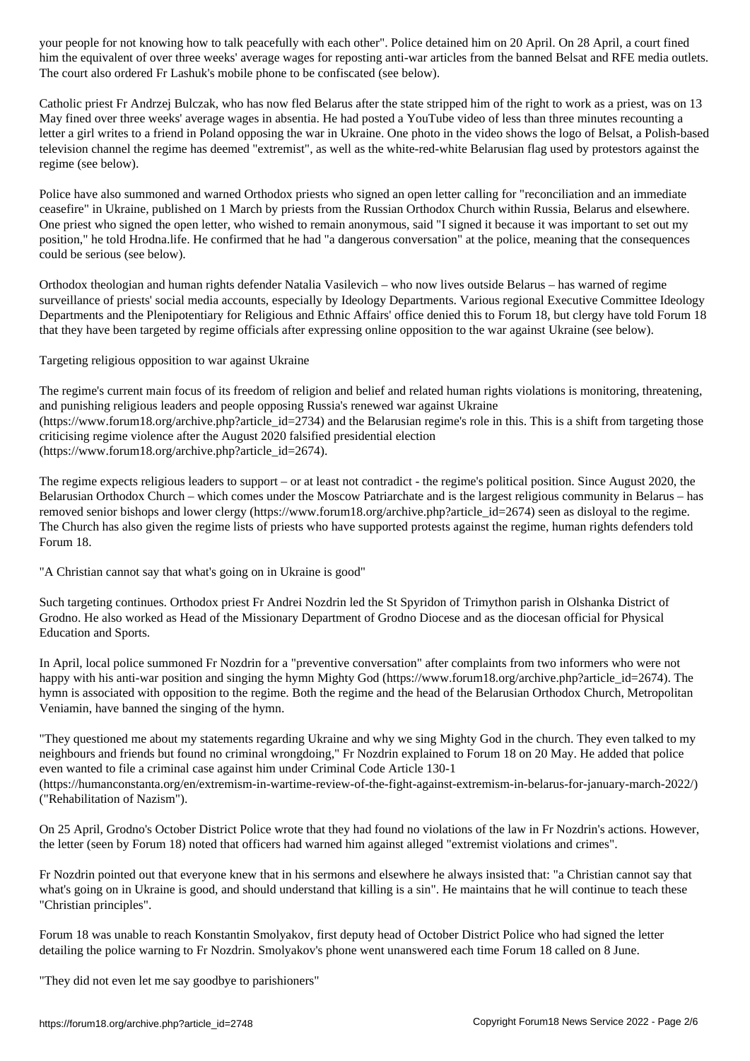your people for not knowing how to talk peacefully with each other". Police detained him on 20 April. On 28 April, a court fined him the equivalent of over three weeks' average wages for reposting anti-war articles from the banned Belsat and RFE media outlets. The court also ordered Fr Lashuk's mobile phone to be confiscated (see below).

Catholic priest Fr Andrzej Bulczak, who has now fled Belarus after the state stripped him of the right to work as a priest, was on 13 May fined over three weeks' average wages in absentia. He had posted a YouTube video of less than three minutes recounting a letter a girl writes to a friend in Poland opposing the war in Ukraine. One photo in the video shows the logo of Belsat, a Polish-based television channel the regime has deemed "extremist", as well as the white-red-white Belarusian flag used by protestors against the regime (see below).

Police have also summoned and warned Orthodox priests who signed an open letter calling for "reconciliation and an immediate ceasefire" in Ukraine, published on 1 March by priests from the Russian Orthodox Church within Russia, Belarus and elsewhere. One priest who signed the open letter, who wished to remain anonymous, said "I signed it because it was important to set out my position," he told Hrodna.life. He confirmed that he had "a dangerous conversation" at the police, meaning that the consequences could be serious (see below).

Orthodox theologian and human rights defender Natalia Vasilevich – who now lives outside Belarus – has warned of regime surveillance of priests' social media accounts, especially by Ideology Departments. Various regional Executive Committee Ideology Departments and the Plenipotentiary for Religious and Ethnic Affairs' office denied this to Forum 18, but clergy have told Forum 18 that they have been targeted by regime officials after expressing online opposition to the war against Ukraine (see below).

## Targeting religious opposition to war against Ukraine

The regime's current main focus of its freedom of religion and belief and related human rights violations is monitoring, threatening, and punishing religious leaders and people opposing Russia's renewed war against Ukraine (https://www.forum18.org/archive.php?article_id=2734) and the Belarusian regime's role in this. This is a shift from targeting those criticising regime violence after the August 2020 falsified presidential election (https://www.forum18.org/archive.php?article_id=2674).

The regime expects religious leaders to support – or at least not contradict - the regime's political position. Since August 2020, the Belarusian Orthodox Church – which comes under the Moscow Patriarchate and is the largest religious community in Belarus – has removed senior bishops and lower clergy (https://www.forum18.org/archive.php?article_id=2674) seen as disloyal to the regime. The Church has also given the regime lists of priests who have supported protests against the regime, human rights defenders told Forum 18.

## "A Christian cannot say that what's going on in Ukraine is good"

Such targeting continues. Orthodox priest Fr Andrei Nozdrin led the St Spyridon of Trimython parish in Olshanka District of Grodno. He also worked as Head of the Missionary Department of Grodno Diocese and as the diocesan official for Physical Education and Sports.

In April, local police summoned Fr Nozdrin for a "preventive conversation" after complaints from two informers who were not happy with his anti-war position and singing the hymn Mighty God (https://www.forum18.org/archive.php?article_id=2674). The hymn is associated with opposition to the regime. Both the regime and the head of the Belarusian Orthodox Church, Metropolitan Veniamin, have banned the singing of the hymn.

"They questioned me about my statements regarding Ukraine and why we sing Mighty God in the church. They even talked to my neighbours and friends but found no criminal wrongdoing," Fr Nozdrin explained to Forum 18 on 20 May. He added that police even wanted to file a criminal case against him under Criminal Code Article 130-1 (https://humanconstanta.org/en/extremism-in-wartime-review-of-the-fight-against-extremism-in-belarus-for-january-march-2022/) ("Rehabilitation of Nazism").

On 25 April, Grodno's October District Police wrote that they had found no violations of the law in Fr Nozdrin's actions. However, the letter (seen by Forum 18) noted that officers had warned him against alleged "extremist violations and crimes".

Fr Nozdrin pointed out that everyone knew that in his sermons and elsewhere he always insisted that: "a Christian cannot say that what's going on in Ukraine is good, and should understand that killing is a sin". He maintains that he will continue to teach these "Christian principles".

Forum 18 was unable to reach Konstantin Smolyakov, first deputy head of October District Police who had signed the letter detailing the police warning to Fr Nozdrin. Smolyakov's phone went unanswered each time Forum 18 called on 8 June.

## "They did not even let me say goodbye to parishioners"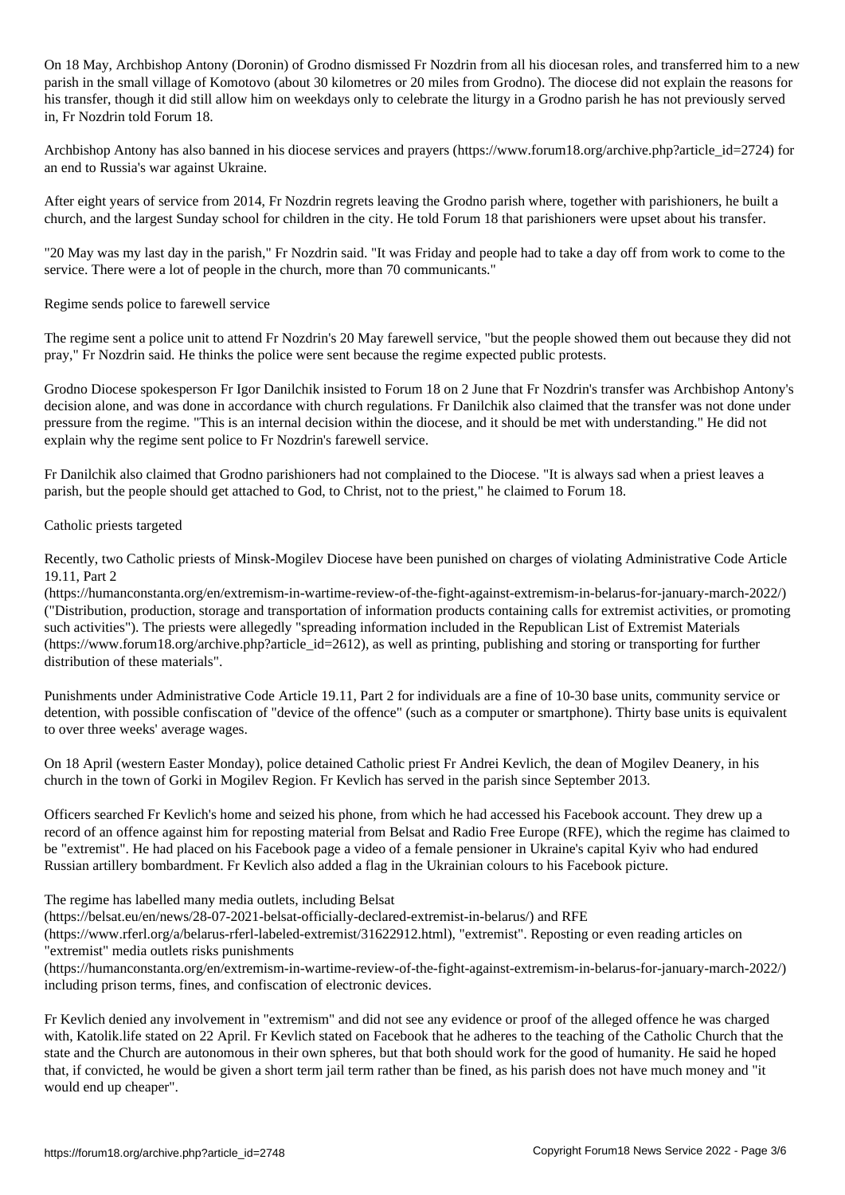On 18 May, Archbishop Antony (Doronin) of Grodno dismissed Fr Nozdrin from all his diocesan roles, and transferred him to a new parish in the small village of Komotovo (about 30 kilometres or 20 miles from Grodno). The diocese did not explain the reasons for his transfer, though it did still allow him on weekdays only to celebrate the liturgy in a Grodno parish he has not previously served in, Fr Nozdrin told Forum 18.

Archbishop Antony has also banned in his diocese services and prayers (https://www.forum18.org/archive.php?article_id=2724) for an end to Russia's war against Ukraine.

After eight years of service from 2014, Fr Nozdrin regrets leaving the Grodno parish where, together with parishioners, he built a church, and the largest Sunday school for children in the city. He told Forum 18 that parishioners were upset about his transfer.

"20 May was my last day in the parish," Fr Nozdrin said. "It was Friday and people had to take a day off from work to come to the service. There were a lot of people in the church, more than 70 communicants."

## Regime sends police to farewell service

The regime sent a police unit to attend Fr Nozdrin's 20 May farewell service, "but the people showed them out because they did not pray," Fr Nozdrin said. He thinks the police were sent because the regime expected public protests.

Grodno Diocese spokesperson Fr Igor Danilchik insisted to Forum 18 on 2 June that Fr Nozdrin's transfer was Archbishop Antony's decision alone, and was done in accordance with church regulations. Fr Danilchik also claimed that the transfer was not done under pressure from the regime. "This is an internal decision within the diocese, and it should be met with understanding." He did not explain why the regime sent police to Fr Nozdrin's farewell service.

Fr Danilchik also claimed that Grodno parishioners had not complained to the Diocese. "It is always sad when a priest leaves a parish, but the people should get attached to God, to Christ, not to the priest," he claimed to Forum 18.

## Catholic priests targeted

Recently, two Catholic priests of Minsk-Mogilev Diocese have been punished on charges of violating Administrative Code Article 19.11, Part 2 (https://humanconstanta.org/en/extremism-in-wartime-review-of-the-fight-against-extremism-in-belarus-for-january-march-2022/) ("Distribution, production, storage and transportation of information products containing calls for extremist activities, or promoting such activities"). The priests were allegedly "spreading information included in the Republican List of Extremist Materials (https://www.forum18.org/archive.php?article_id=2612), as well as printing, publishing and storing or transporting for further distribution of these materials".

Punishments under Administrative Code Article 19.11, Part 2 for individuals are a fine of 10-30 base units, community service or detention, with possible confiscation of "device of the offence" (such as a computer or smartphone). Thirty base units is equivalent to over three weeks' average wages.

On 18 April (western Easter Monday), police detained Catholic priest Fr Andrei Kevlich, the dean of Mogilev Deanery, in his church in the town of Gorki in Mogilev Region. Fr Kevlich has served in the parish since September 2013.

Officers searched Fr Kevlich's home and seized his phone, from which he had accessed his Facebook account. They drew up a record of an offence against him for reposting material from Belsat and Radio Free Europe (RFE), which the regime has claimed to be "extremist". He had placed on his Facebook page a video of a female pensioner in Ukraine's capital Kyiv who had endured Russian artillery bombardment. Fr Kevlich also added a flag in the Ukrainian colours to his Facebook picture.

The regime has labelled many media outlets, including Belsat (https://belsat.eu/en/news/28-07-2021-belsat-officially-declared-extremist-in-belarus/) and RFE (https://www.rferl.org/a/belarus-rferl-labeled-extremist/31622912.html), "extremist". Reposting or even reading articles on "extremist" media outlets risks punishments (https://humanconstanta.org/en/extremism-in-wartime-review-of-the-fight-against-extremism-in-belarus-for-january-march-2022/) including prison terms, fines, and confiscation of electronic devices.

Fr Kevlich denied any involvement in "extremism" and did not see any evidence or proof of the alleged offence he was charged with, Katolik.life stated on 22 April. Fr Kevlich stated on Facebook that he adheres to the teaching of the Catholic Church that the state and the Church are autonomous in their own spheres, but that both should work for the good of humanity. He said he hoped that, if convicted, he would be given a short term jail term rather than be fined, as his parish does not have much money and "it would end up cheaper".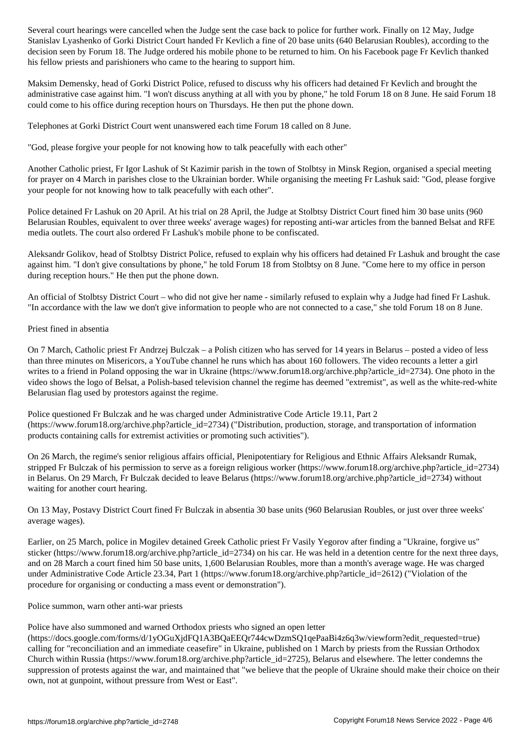Several court hearings were cancelled when the Judge sent the case back to police for further work. Finally on 12 May, Judge Stanislav Lyashenko of Gorki District Court handed Fr Kevlich a fine of 20 base units (640 Belarusian Roubles), according to the decision seen by Forum 18. The Judge ordered his mobile phone to be returned to him. On his Facebook page Fr Kevlich thanked his fellow priests and parishioners who came to the hearing to support him.

Maksim Demensky, head of Gorki District Police, refused to discuss why his officers had detained Fr Kevlich and brought the administrative case against him. "I won't discuss anything at all with you by phone," he told Forum 18 on 8 June. He said Forum 18 could come to his office during reception hours on Thursdays. He then put the phone down.

Telephones at Gorki District Court went unanswered each time Forum 18 called on 8 June.

## "God, please forgive your people for not knowing how to talk peacefully with each other"

Another Catholic priest, Fr Igor Lashuk of St Kazimir parish in the town of Stolbtsy in Minsk Region, organised a special meeting for prayer on 4 March in parishes close to the Ukrainian border. While organising the meeting Fr Lashuk said: "God, please forgive your people for not knowing how to talk peacefully with each other".

Police detained Fr Lashuk on 20 April. At his trial on 28 April, the Judge at Stolbtsy District Court fined him 30 base units (960 Belarusian Roubles, equivalent to over three weeks' average wages) for reposting anti-war articles from the banned Belsat and RFE media outlets. The court also ordered Fr Lashuk's mobile phone to be confiscated.

Aleksandr Golikov, head of Stolbtsy District Police, refused to explain why his officers had detained Fr Lashuk and brought the case against him. "I don't give consultations by phone," he told Forum 18 from Stolbtsy on 8 June. "Come here to my office in person during reception hours." He then put the phone down.

An official of Stolbtsy District Court – who did not give her name - similarly refused to explain why a Judge had fined Fr Lashuk. "In accordance with the law we don't give information to people who are not connected to a case," she told Forum 18 on 8 June.

## Priest fined in absentia

On 7 March, Catholic priest Fr Andrzej Bulczak – a Polish citizen who has served for 14 years in Belarus – posted a video of less than three minutes on Misericors, a YouTube channel he runs which has about 160 followers. The video recounts a letter a girl writes to a friend in Poland opposing the war in Ukraine (https://www.forum18.org/archive.php?article_id=2734). One photo in the video shows the logo of Belsat, a Polish-based television channel the regime has deemed "extremist", as well as the white-red-white Belarusian flag used by protestors against the regime.

Police questioned Fr Bulczak and he was charged under Administrative Code Article 19.11, Part 2 (https://www.forum18.org/archive.php?article_id=2734) ("Distribution, production, storage, and transportation of information products containing calls for extremist activities or promoting such activities").

On 26 March, the regime's senior religious affairs official, Plenipotentiary for Religious and Ethnic Affairs Aleksandr Rumak, stripped Fr Bulczak of his permission to serve as a foreign religious worker (https://www.forum18.org/archive.php?article_id=2734) in Belarus. On 29 March, Fr Bulczak decided to leave Belarus (https://www.forum18.org/archive.php?article_id=2734) without waiting for another court hearing.

On 13 May, Postavy District Court fined Fr Bulczak in absentia 30 base units (960 Belarusian Roubles, or just over three weeks' average wages).

Earlier, on 25 March, police in Mogilev detained Greek Catholic priest Fr Vasily Yegorov after finding a "Ukraine, forgive us" sticker (https://www.forum18.org/archive.php?article_id=2734) on his car. He was held in a detention centre for the next three days, and on 28 March a court fined him 50 base units, 1,600 Belarusian Roubles, more than a month's average wage. He was charged under Administrative Code Article 23.34, Part 1 (https://www.forum18.org/archive.php?article_id=2612) ("Violation of the procedure for organising or conducting a mass event or demonstration").

## Police summon, warn other anti-war priests

Police have also summoned and warned Orthodox priests who signed an open letter (https://docs.google.com/forms/d/1yOGuXjdFQ1A3BQaEEQr744cwDzmSQ1qePaaBi4z6q3w/viewform?edit_requested=true) calling for "reconciliation and an immediate ceasefire" in Ukraine, published on 1 March by priests from the Russian Orthodox Church within Russia (https://www.forum18.org/archive.php?article_id=2725), Belarus and elsewhere. The letter condemns the suppression of protests against the war, and maintained that "we believe that the people of Ukraine should make their choice on their own, not at gunpoint, without pressure from West or East".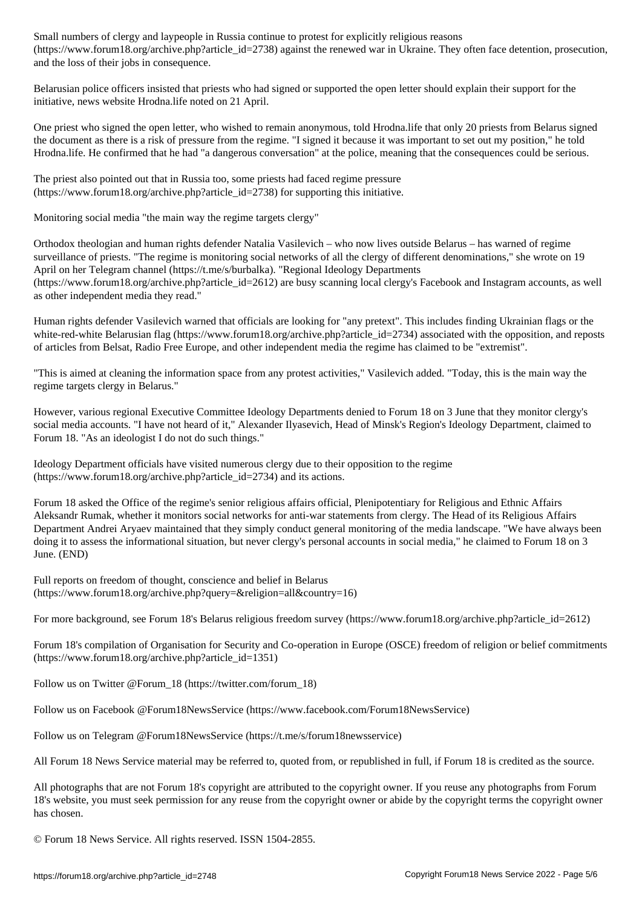Small numbers of clergy and laypeople in Russia continue to protest for explicitly religious reasons (https://www.forum18.org/archive.php?article_id=2738) against the renewed war in Ukraine. They often face detention, prosecution, and the loss of their jobs in consequence.

Belarusian police officers insisted that priests who had signed or supported the open letter should explain their support for the initiative, news website Hrodna.life noted on 21 April.

One priest who signed the open letter, who wished to remain anonymous, told Hrodna.life that only 20 priests from Belarus signed the document as there is a risk of pressure from the regime. "I signed it because it was important to set out my position," he told Hrodna.life. He confirmed that he had "a dangerous conversation" at the police, meaning that the consequences could be serious.

The priest also pointed out that in Russia too, some priests had faced regime pressure (https://www.forum18.org/archive.php?article_id=2738) for supporting this initiative.

## Monitoring social media "the main way the regime targets clergy"

Orthodox theologian and human rights defender Natalia Vasilevich – who now lives outside Belarus – has warned of regime surveillance of priests. "The regime is monitoring social networks of all the clergy of different denominations," she wrote on 19 April on her Telegram channel (https://t.me/s/burbalka). "Regional Ideology Departments (https://www.forum18.org/archive.php?article_id=2612) are busy scanning local clergy's Facebook and Instagram accounts, as well as other independent media they read."

Human rights defender Vasilevich warned that officials are looking for "any pretext". This includes finding Ukrainian flags or the white-red-white Belarusian flag (https://www.forum18.org/archive.php?article_id=2734) associated with the opposition, and reposts of articles from Belsat, Radio Free Europe, and other independent media the regime has claimed to be "extremist".

"This is aimed at cleaning the information space from any protest activities," Vasilevich added. "Today, this is the main way the regime targets clergy in Belarus."

However, various regional Executive Committee Ideology Departments denied to Forum 18 on 3 June that they monitor clergy's social media accounts. "I have not heard of it," Alexander Ilyasevich, Head of Minsk's Region's Ideology Department, claimed to Forum 18. "As an ideologist I do not do such things."

Ideology Department officials have visited numerous clergy due to their opposition to the regime (https://www.forum18.org/archive.php?article_id=2734) and its actions.

Forum 18 asked the Office of the regime's senior religious affairs official, Plenipotentiary for Religious and Ethnic Affairs Aleksandr Rumak, whether it monitors social networks for anti-war statements from clergy. The Head of its Religious Affairs Department Andrei Aryaev maintained that they simply conduct general monitoring of the media landscape. "We have always been doing it to assess the informational situation, but never clergy's personal accounts in social media," he claimed to Forum 18 on 3 June. (END)

Full reports on freedom of thought, conscience and belief in Belarus (https://www.forum18.org/archive.php?query=&religion=all&country=16)

For more background, see Forum 18's Belarus religious freedom survey (https://www.forum18.org/archive.php?article_id=2612)

Forum 18's compilation of Organisation for Security and Co-operation in Europe (OSCE) freedom of religion or belief commitments (https://www.forum18.org/archive.php?article_id=1351)

Follow us on Twitter @Forum_18 (https://twitter.com/forum_18)

Follow us on Facebook @Forum18NewsService (https://www.facebook.com/Forum18NewsService)

Follow us on Telegram @Forum18NewsService (https://t.me/s/forum18newsservice)

All Forum 18 News Service material may be referred to, quoted from, or republished in full, if Forum 18 is credited as the source.

All photographs that are not Forum 18's copyright are attributed to the copyright owner. If you reuse any photographs from Forum 18's website, you must seek permission for any reuse from the copyright owner or abide by the copyright terms the copyright owner has chosen.

© Forum 18 News Service. All rights reserved. ISSN 1504-2855.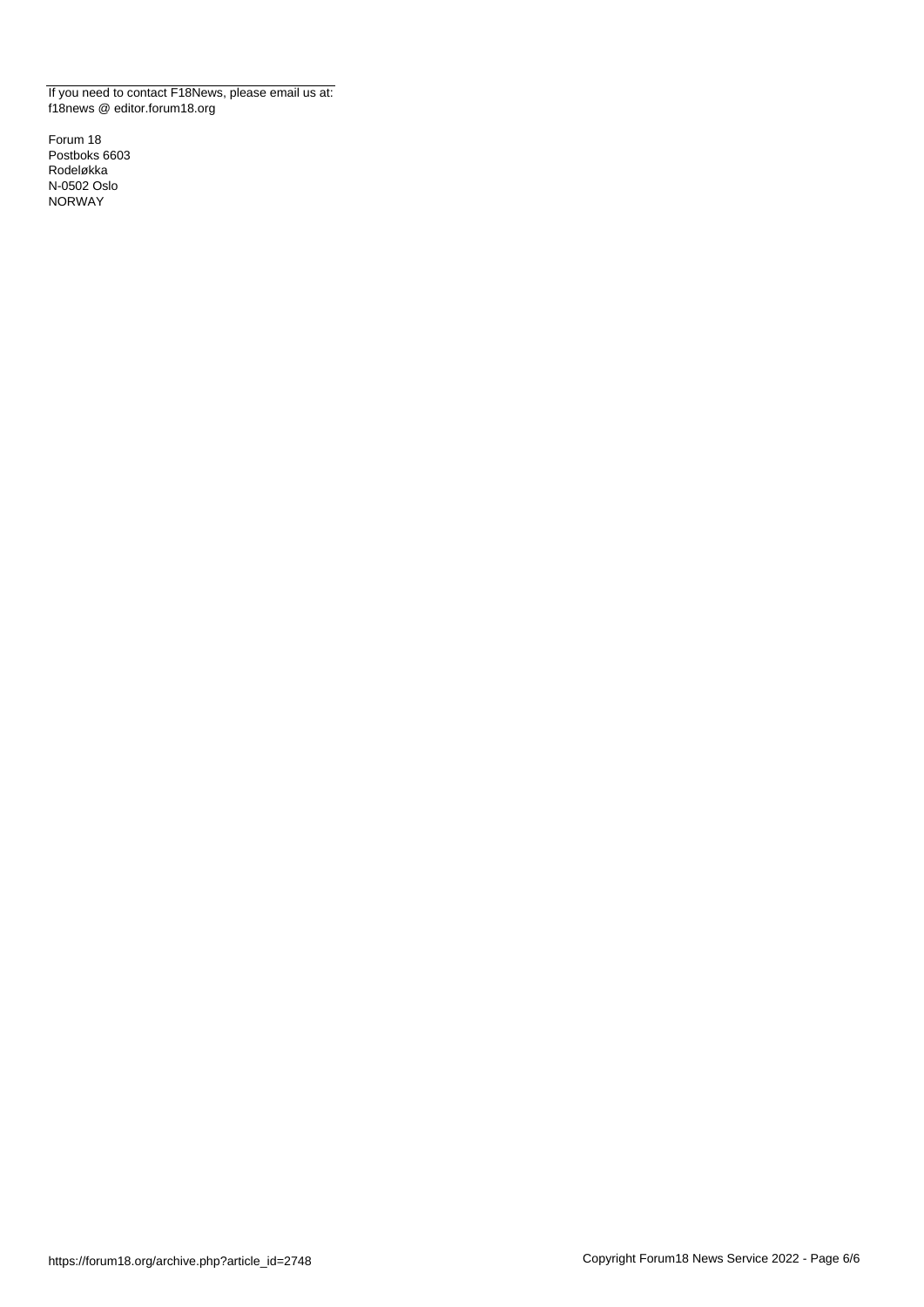If you need to contact F18News, please email us at:
f18news @ editor.forum18.org

Forum 18
Postboks 6603
Rodeløkka
N-0502 Oslo
NORWAY